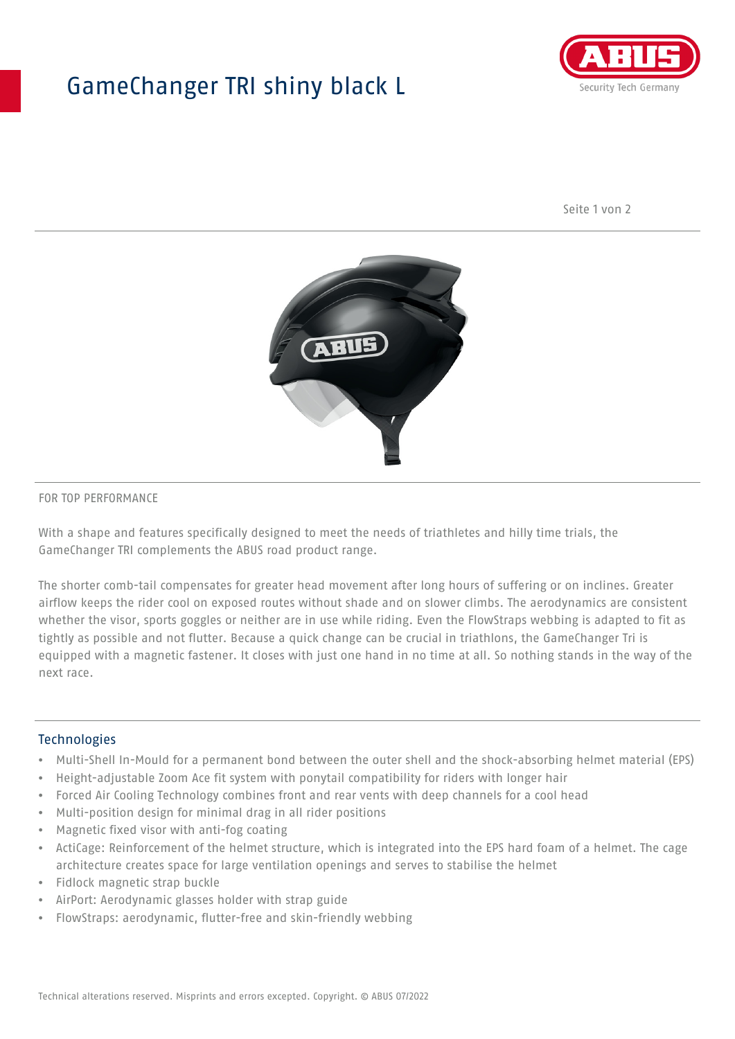# GameChanger TRI shiny black L

FOR TOP PERFORMANCE

With a shape and features specifically designed to meet the needs of triathletes and hilly time trials, the GameChanger TRI complements the ABUS road product range.

The shorter comb-tail compensates for greater head movement after long hours of suffering or on inclines. Greater airflow keeps the rider cool on exposed routes without shade and on slower climbs. The aerodynamics are consistent whether the visor, sports goggles or neither are in use while riding. Even the FlowStraps webbing is adapted to fit as tightly as possible and not flutter. Because a quick change can be crucial in triathlons, the GameChanger Tri is equipped with a magnetic fastener. It closes with just one hand in no time at all. So nothing stands in the way of the next race.

## Technologies

- Multi-Shell In-Mould for a permanent bond between the outer shell and the shock-absorbing helmet material (EPS)
- Height-adjustable Zoom Ace fit system with ponytail compatibility for riders with longer hair
- Forced Air Cooling Technology combines front and rear vents with deep channels for a cool head
- Multi-position design for minimal drag in all rider positions
- Magnetic fixed visor with anti-fog coating
- ActiCage: Reinforcement of the helmet structure, which is integrated into the EPS hard foam of a helmet. The cage architecture creates space for large ventilation openings and serves to stabilise the helmet
- Fidlock magnetic strap buckle
- AirPort: Aerodynamic glasses holder with strap guide
- FlowStraps: aerodynamic, flutter-free and skin-friendly webbing

Technical alterations reserved. Misprints and errors excepted. Copyright. © ABUS 07/2022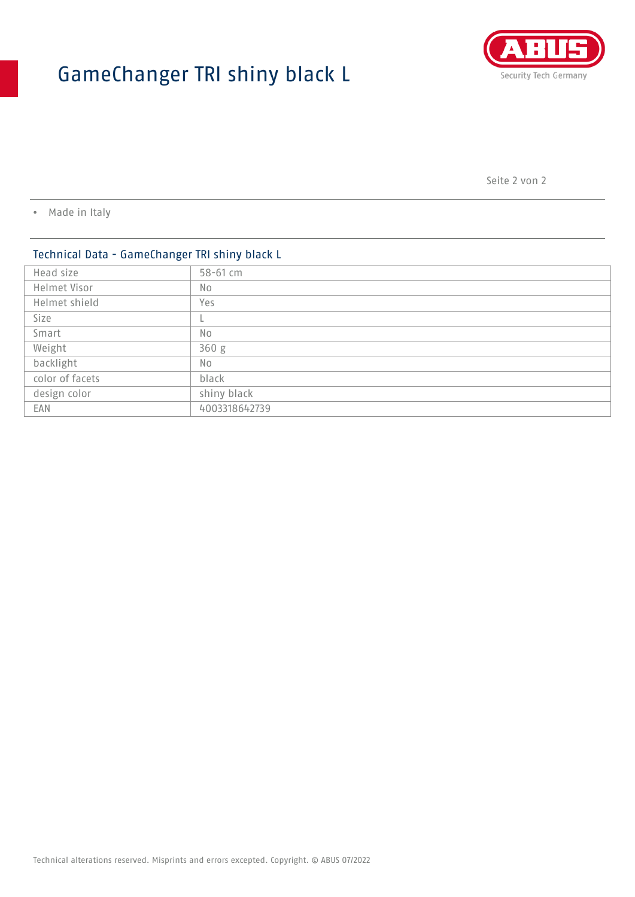- Made in Italy

## Technical Data - GameChanger TRI shiny black L

| | |
|---|---|
| Head size | 58-61 cm |
| Helmet Visor | No |
| Helmet shield | Yes |
| Size | L |
| Smart | No |
| Weight | 360 g |
| backlight | No |
| color of facets | black |
| design color | shiny black |
| EAN | 4003318642739 |

Technical alterations reserved. Misprints and errors excepted. Copyright. © ABUS 07/2022